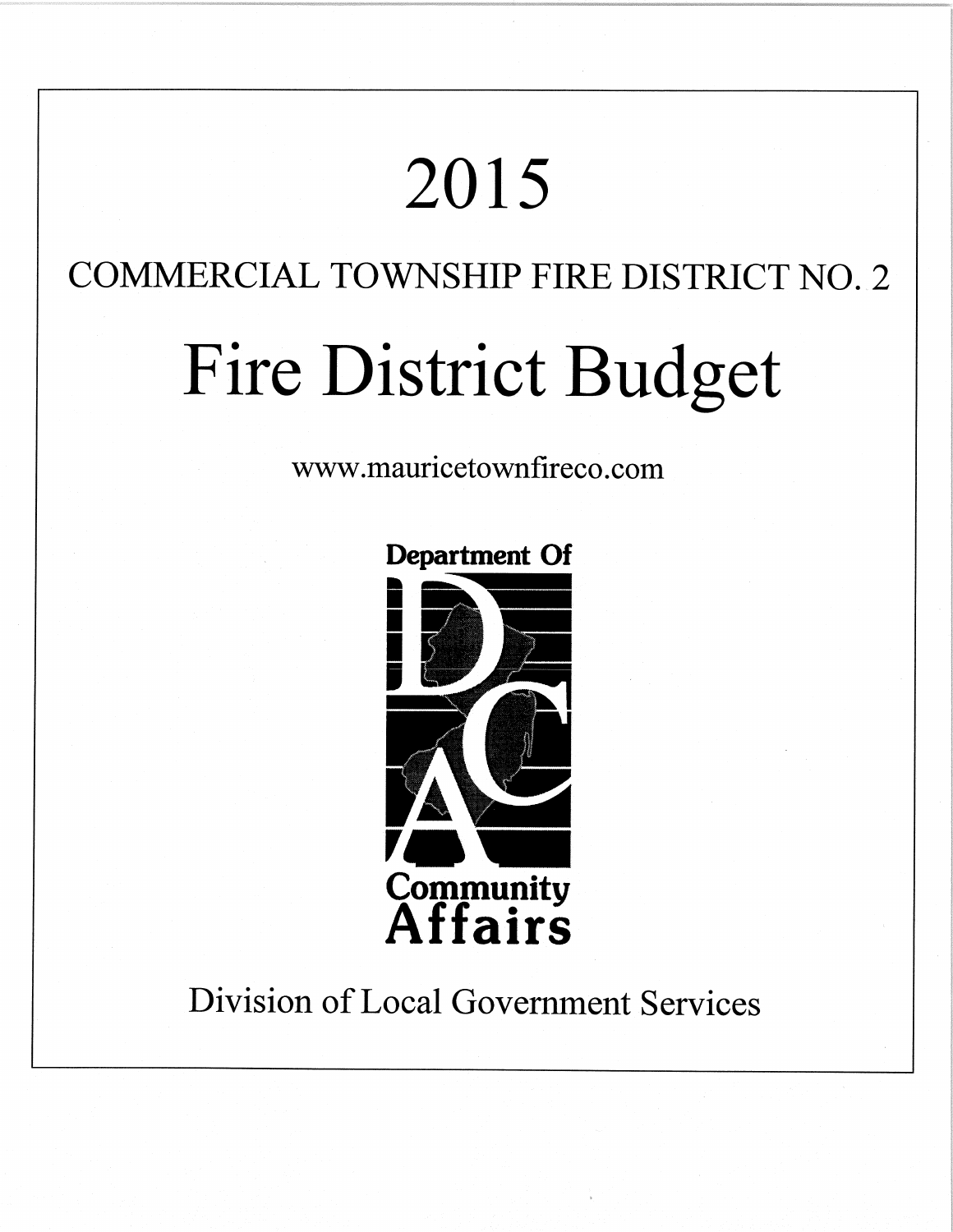# 2015

## COMMERCIAL TOWNSHIP FIRE DISTRICT NO. 2

# Fire District Budget

www.mauricetownfireco.com

Department Of Community Affairs

Division of Local Government Services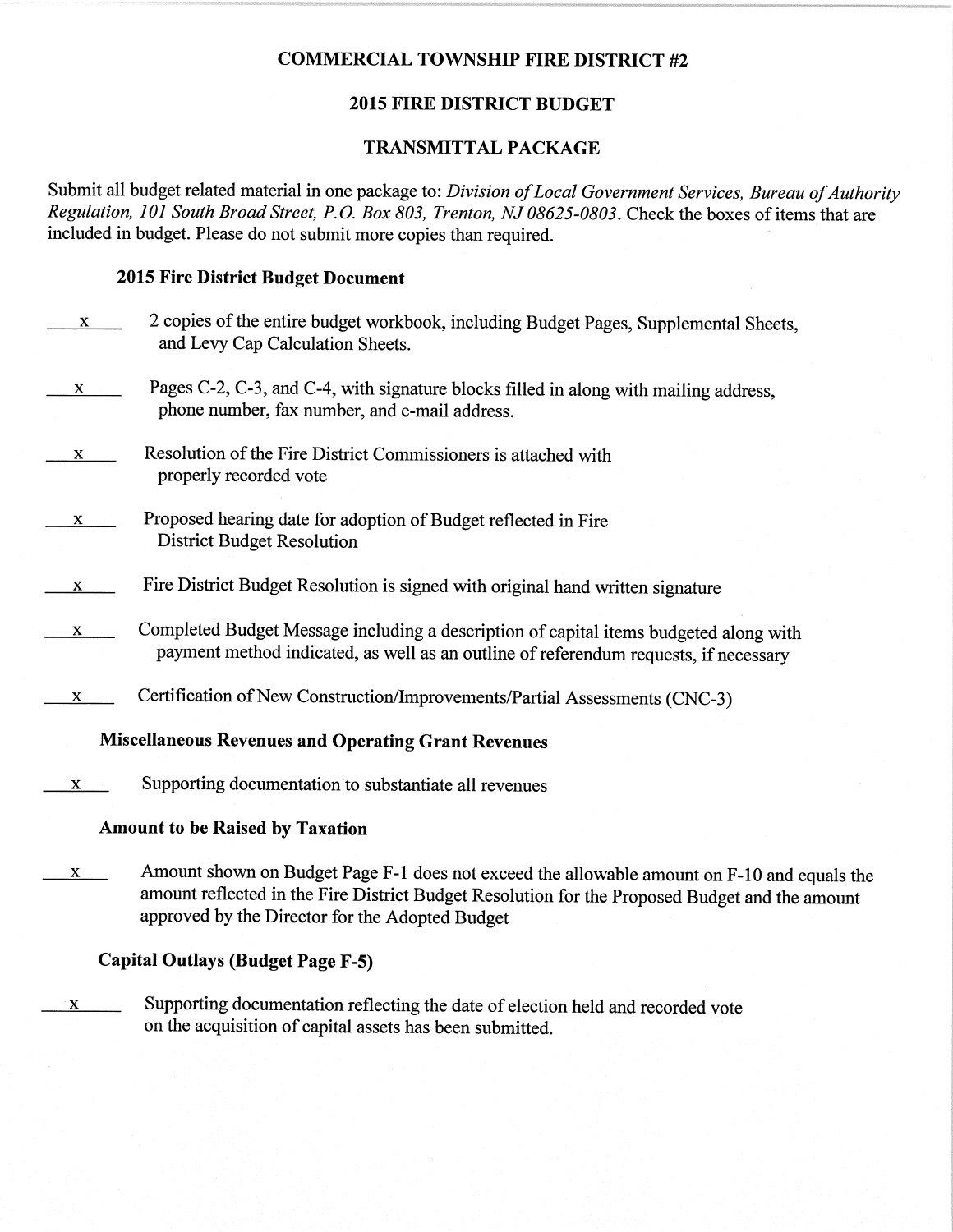**COMMERCIAL TOWNSHIP FIRE DISTRICT #2**

**2015 FIRE DISTRICT BUDGET**

**TRANSMITTAL PACKAGE**

Submit all budget related material in one package to: *Division of Local Government Services, Bureau of Authority Regulation, 101 South Broad Street, P.O. Box 803, Trenton, NJ 08625-0803*. Check the boxes of items that are included in budget. Please do not submit more copies than required.

**2015 Fire District Budget Document**

\_\_x\_\_ 2 copies of the entire budget workbook, including Budget Pages, Supplemental Sheets, and Levy Cap Calculation Sheets.

\_\_x\_\_ Pages C-2, C-3, and C-4, with signature blocks filled in along with mailing address, phone number, fax number, and e-mail address.

\_\_x\_\_ Resolution of the Fire District Commissioners is attached with properly recorded vote

\_\_x\_\_ Proposed hearing date for adoption of Budget reflected in Fire District Budget Resolution

\_\_x\_\_ Fire District Budget Resolution is signed with original hand written signature

\_\_x\_\_ Completed Budget Message including a description of capital items budgeted along with payment method indicated, as well as an outline of referendum requests, if necessary

\_\_x\_\_ Certification of New Construction/Improvements/Partial Assessments (CNC-3)

**Miscellaneous Revenues and Operating Grant Revenues**

\_\_x\_\_ Supporting documentation to substantiate all revenues

**Amount to be Raised by Taxation**

\_\_x\_\_ Amount shown on Budget Page F-1 does not exceed the allowable amount on F-10 and equals the amount reflected in the Fire District Budget Resolution for the Proposed Budget and the amount approved by the Director for the Adopted Budget

**Capital Outlays (Budget Page F-5)**

\_\_x\_\_ Supporting documentation reflecting the date of election held and recorded vote on the acquisition of capital assets has been submitted.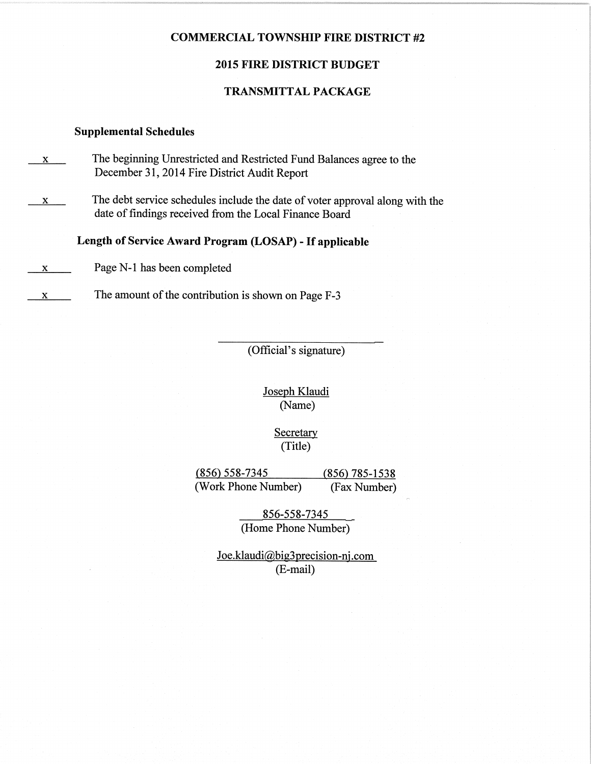# COMMERCIAL TOWNSHIP FIRE DISTRICT #2

## 2015 FIRE DISTRICT BUDGET

## TRANSMITTAL PACKAGE

### Supplemental Schedules

x The beginning Unrestricted and Restricted Fund Balances agree to the December 31, 2014 Fire District Audit Report

x The debt service schedules include the date of voter approval along with the date of findings received from the Local Finance Board

### Length of Service Award Program (LOSAP) - If applicable

x Page N-1 has been completed

x The amount of the contribution is shown on Page F-3

\_\_\_\_\_\_\_\_\_\_\_\_\_\_\_\_\_\_\_\_\_\_\_\_\_\_\_\_
(Official's signature)

Joseph Klaudi
(Name)

Secretary
(Title)

(856) 558-7345 (Work Phone Number)

(856) 785-1538 (Fax Number)

856-558-7345
(Home Phone Number)

Joe.klaudi@big3precision-nj.com
(E-mail)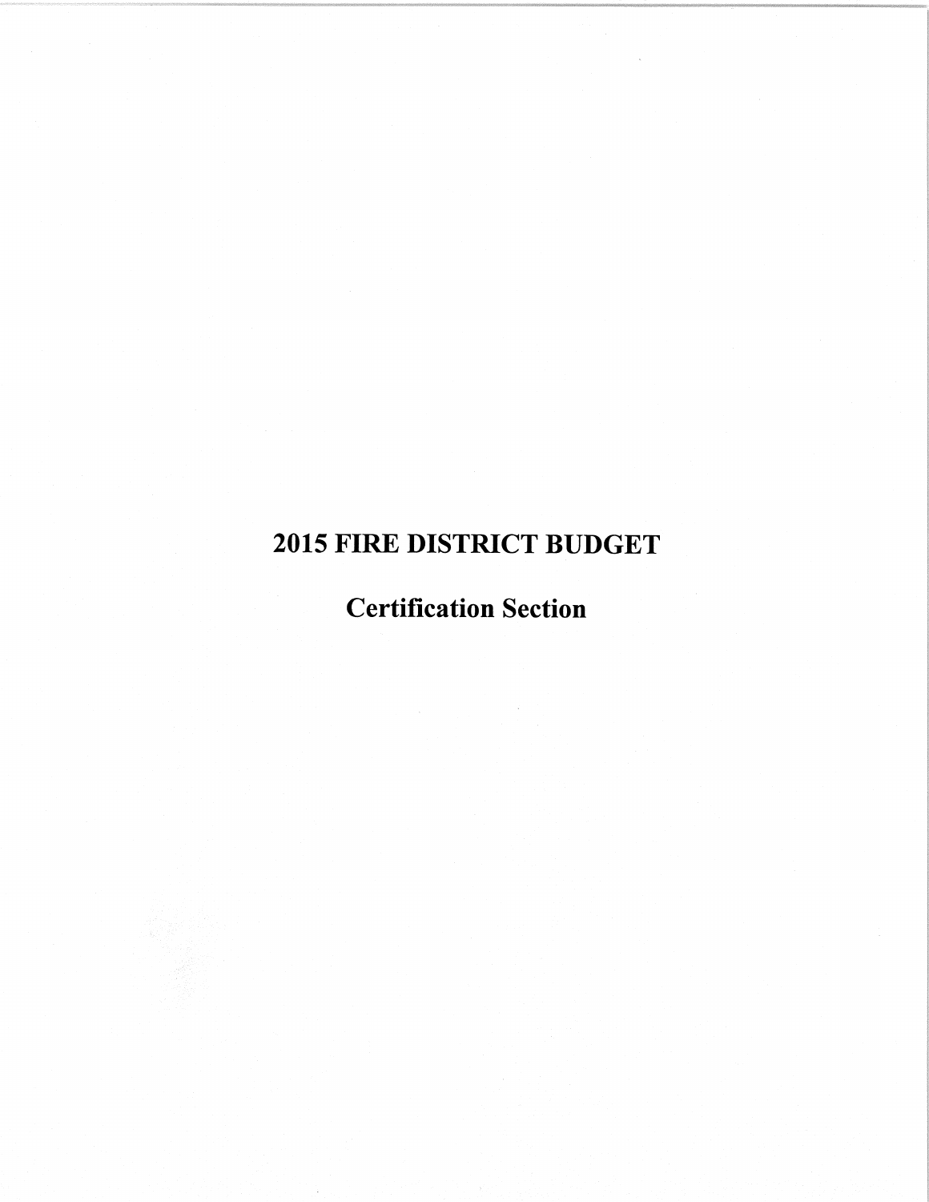# 2015 FIRE DISTRICT BUDGET

## Certification Section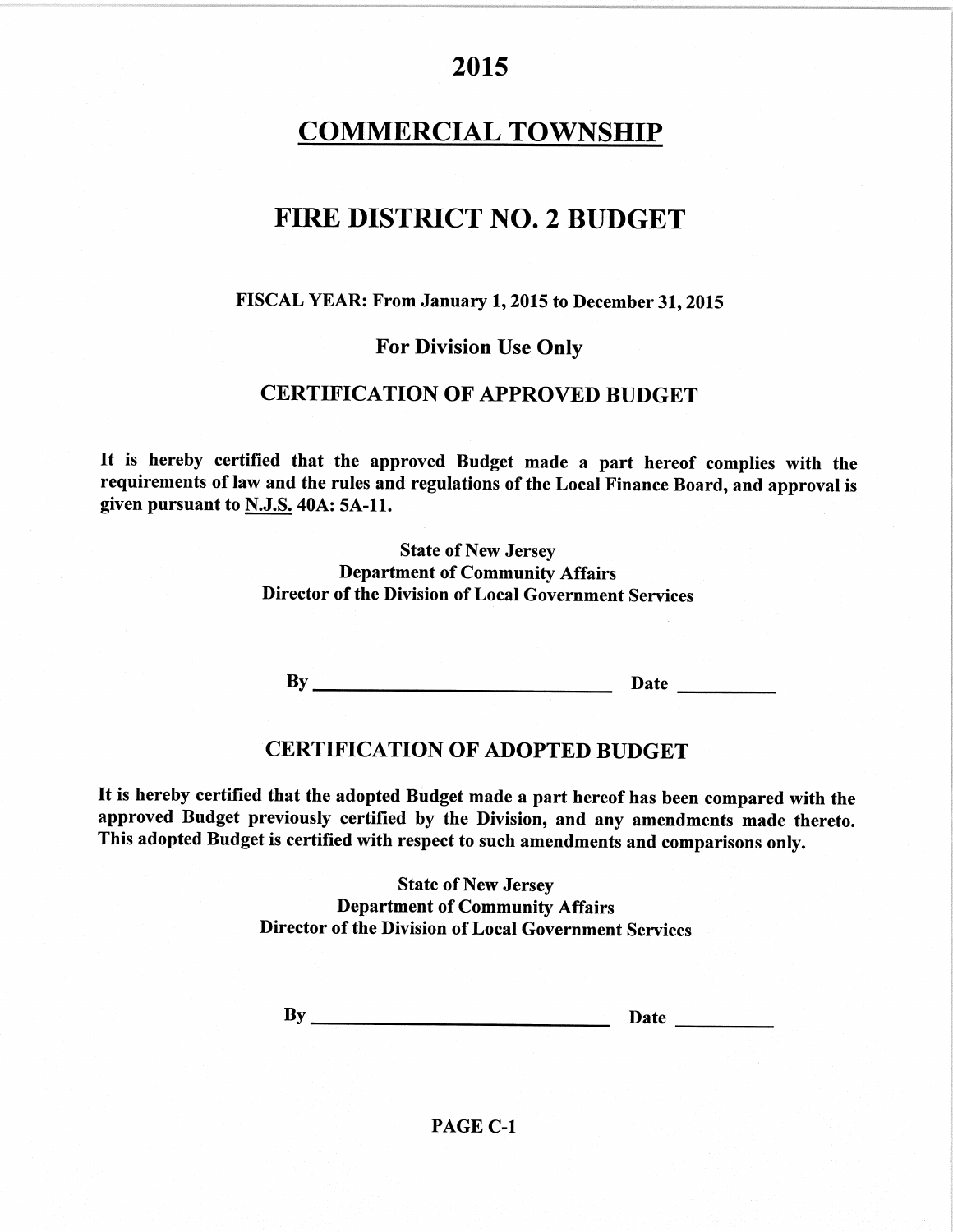# 2015

# COMMERCIAL TOWNSHIP

# FIRE DISTRICT NO. 2 BUDGET

**FISCAL YEAR: From January 1, 2015 to December 31, 2015**

**For Division Use Only**

## CERTIFICATION OF APPROVED BUDGET

**It is hereby certified that the approved Budget made a part hereof complies with the requirements of law and the rules and regulations of the Local Finance Board, and approval is given pursuant to N.J.S. 40A: 5A-11.**

**State of New Jersey**
**Department of Community Affairs**
**Director of the Division of Local Government Services**

**By** ______________________________ **Date** __________

## CERTIFICATION OF ADOPTED BUDGET

**It is hereby certified that the adopted Budget made a part hereof has been compared with the approved Budget previously certified by the Division, and any amendments made thereto. This adopted Budget is certified with respect to such amendments and comparisons only.**

**State of New Jersey**
**Department of Community Affairs**
**Director of the Division of Local Government Services**

**By** ______________________________ **Date** __________

**PAGE C-1**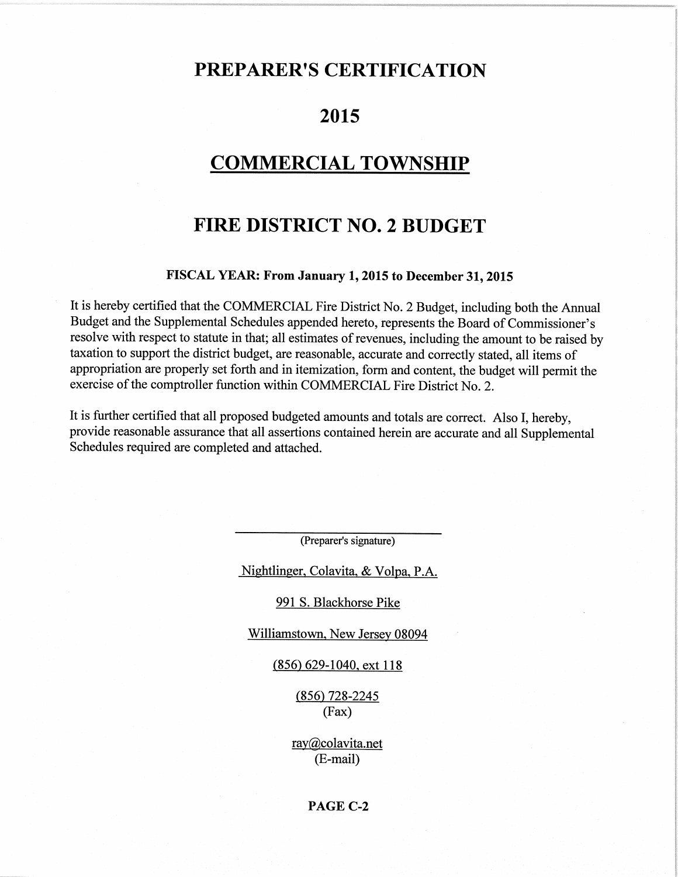# PREPARER'S CERTIFICATION

# 2015

# COMMERCIAL TOWNSHIP

# FIRE DISTRICT NO. 2 BUDGET

**FISCAL YEAR: From January 1, 2015 to December 31, 2015**

It is hereby certified that the COMMERCIAL Fire District No. 2 Budget, including both the Annual Budget and the Supplemental Schedules appended hereto, represents the Board of Commissioner's resolve with respect to statute in that; all estimates of revenues, including the amount to be raised by taxation to support the district budget, are reasonable, accurate and correctly stated, all items of appropriation are properly set forth and in itemization, form and content, the budget will permit the exercise of the comptroller function within COMMERCIAL Fire District No. 2.

It is further certified that all proposed budgeted amounts and totals are correct. Also I, hereby, provide reasonable assurance that all assertions contained herein are accurate and all Supplemental Schedules required are completed and attached.

\_\_\_\_\_\_\_\_\_\_\_\_\_\_\_\_\_\_\_\_\_\_\_\_\_\_\_\_
(Preparer's signature)

Nightlinger, Colavita, & Volpa, P.A.

991 S. Blackhorse Pike

Williamstown, New Jersey 08094

(856) 629-1040, ext 118

(856) 728-2245
(Fax)

ray@colavita.net
(E-mail)

**PAGE C-2**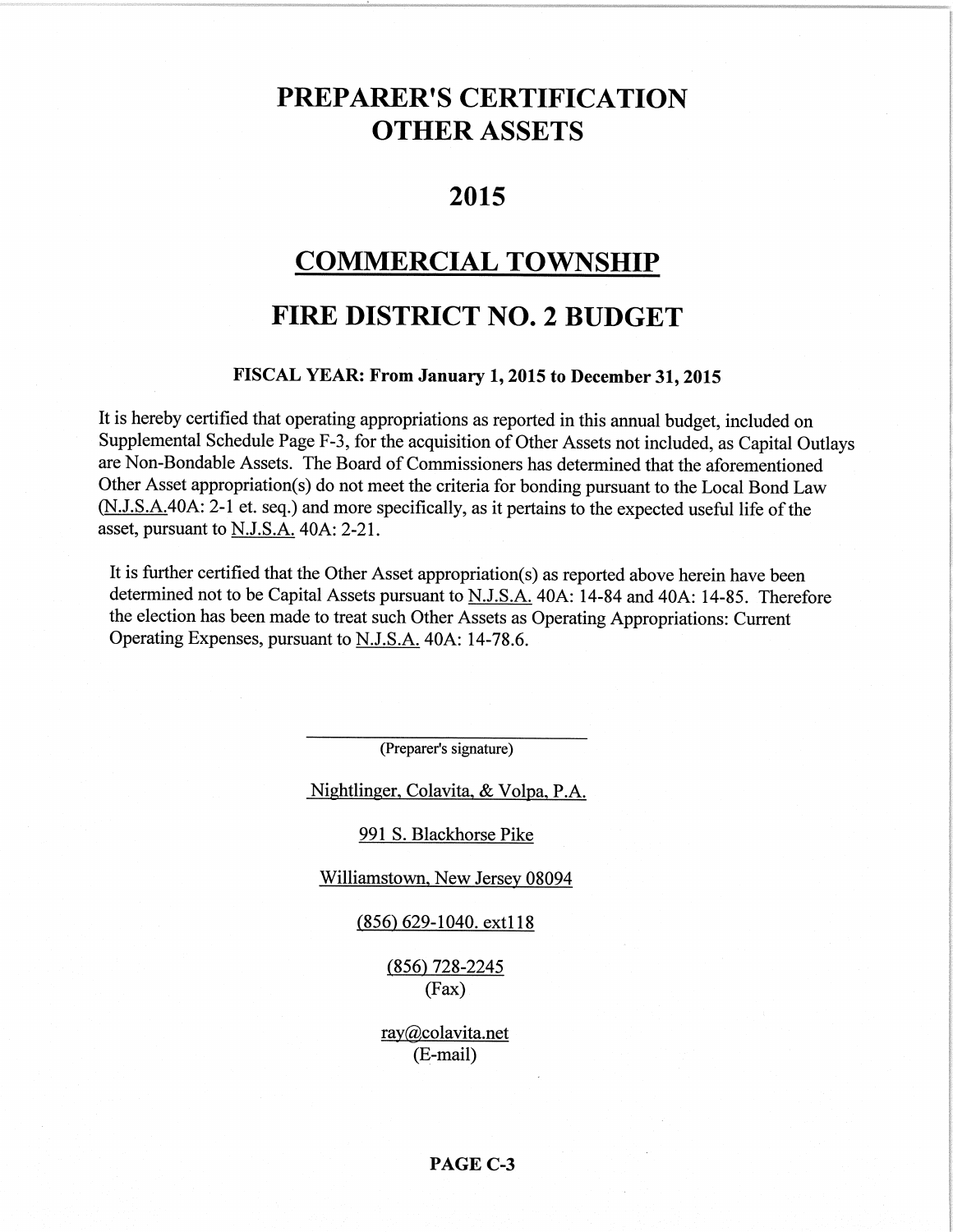# PREPARER'S CERTIFICATION
# OTHER ASSETS

# 2015

# COMMERCIAL TOWNSHIP

# FIRE DISTRICT NO. 2 BUDGET

**FISCAL YEAR: From January 1, 2015 to December 31, 2015**

It is hereby certified that operating appropriations as reported in this annual budget, included on Supplemental Schedule Page F-3, for the acquisition of Other Assets not included, as Capital Outlays are Non-Bondable Assets. The Board of Commissioners has determined that the aforementioned Other Asset appropriation(s) do not meet the criteria for bonding pursuant to the Local Bond Law (N.J.S.A.40A: 2-1 et. seq.) and more specifically, as it pertains to the expected useful life of the asset, pursuant to N.J.S.A. 40A: 2-21.

It is further certified that the Other Asset appropriation(s) as reported above herein have been determined not to be Capital Assets pursuant to N.J.S.A. 40A: 14-84 and 40A: 14-85. Therefore the election has been made to treat such Other Assets as Operating Appropriations: Current Operating Expenses, pursuant to N.J.S.A. 40A: 14-78.6.

______________________________
(Preparer's signature)

Nightlinger, Colavita, & Volpa, P.A.

991 S. Blackhorse Pike

Williamstown, New Jersey 08094

(856) 629-1040. ext118

(856) 728-2245
(Fax)

ray@colavita.net
(E-mail)

**PAGE C-3**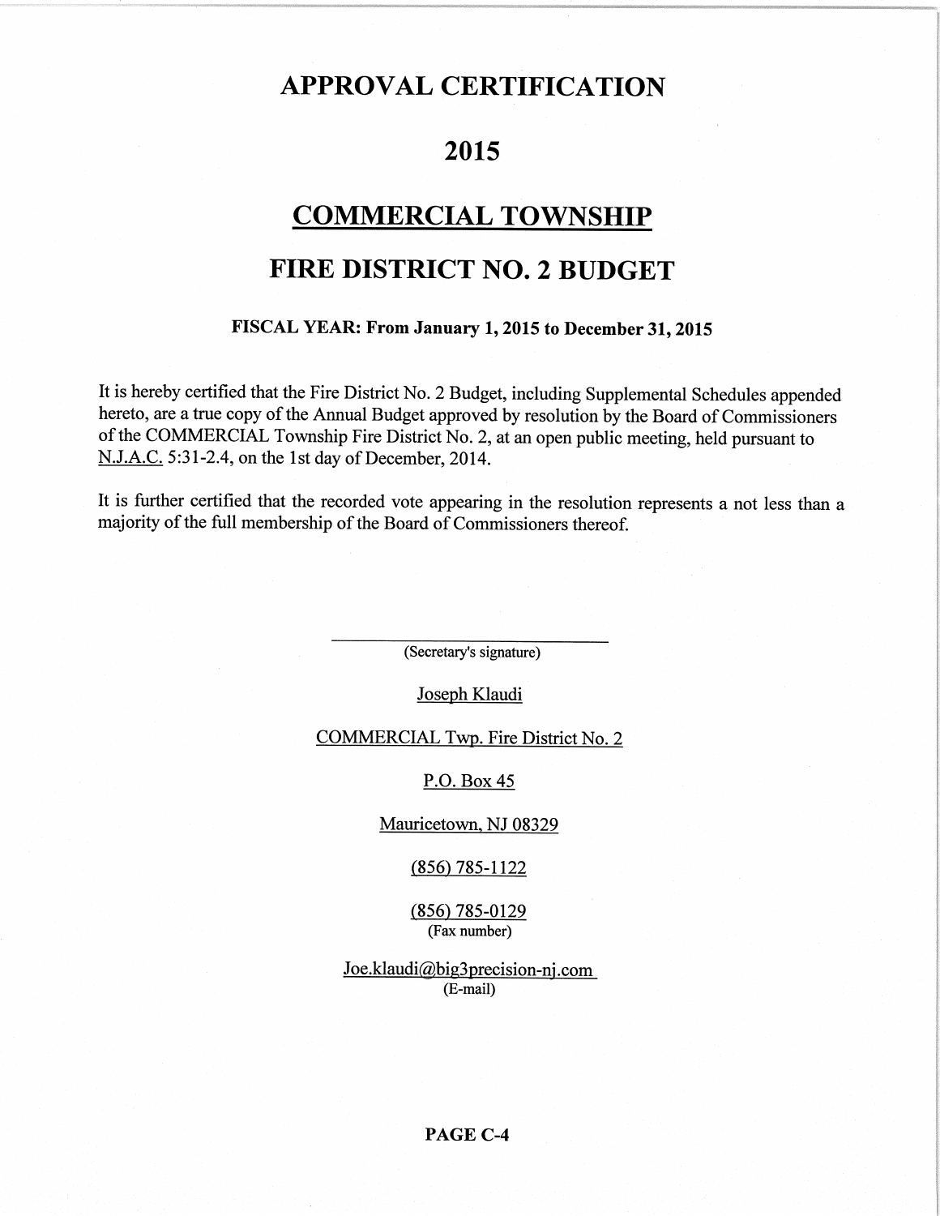# APPROVAL CERTIFICATION

# 2015

# COMMERCIAL TOWNSHIP

# FIRE DISTRICT NO. 2 BUDGET

**FISCAL YEAR: From January 1, 2015 to December 31, 2015**

It is hereby certified that the Fire District No. 2 Budget, including Supplemental Schedules appended hereto, are a true copy of the Annual Budget approved by resolution by the Board of Commissioners of the COMMERCIAL Township Fire District No. 2, at an open public meeting, held pursuant to N.J.A.C. 5:31-2.4, on the 1st day of December, 2014.

It is further certified that the recorded vote appearing in the resolution represents a not less than a majority of the full membership of the Board of Commissioners thereof.

\_\_\_\_\_\_\_\_\_\_\_\_\_\_\_\_\_\_\_\_\_\_\_\_\_\_\_\_\_\_\_\_
(Secretary's signature)

Joseph Klaudi

COMMERCIAL Twp. Fire District No. 2

P.O. Box 45

Mauricetown, NJ 08329

(856) 785-1122

(856) 785-0129
(Fax number)

Joe.klaudi@big3precision-nj.com
(E-mail)

**PAGE C-4**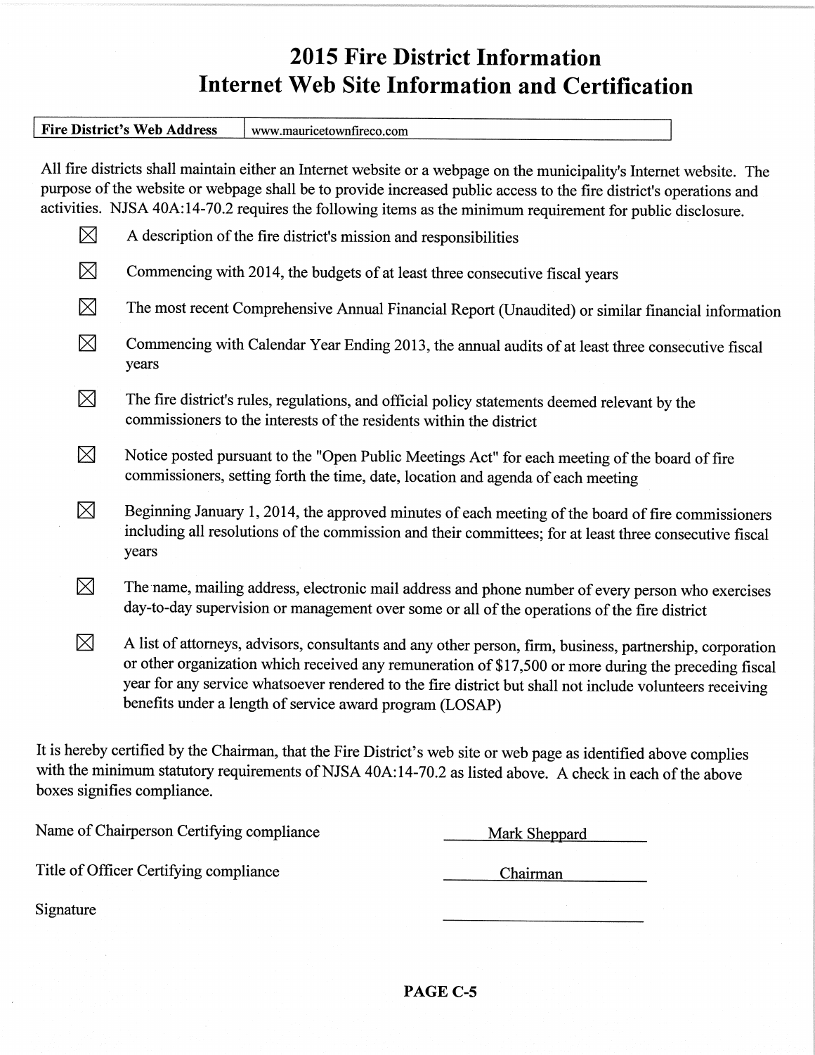# 2015 Fire District Information
# Internet Web Site Information and Certification

| Fire District's Web Address | www.mauricetownfireco.com |
|---|---|

All fire districts shall maintain either an Internet website or a webpage on the municipality's Internet website. The purpose of the website or webpage shall be to provide increased public access to the fire district's operations and activities. NJSA 40A:14-70.2 requires the following items as the minimum requirement for public disclosure.

- ☒ A description of the fire district's mission and responsibilities
- ☒ Commencing with 2014, the budgets of at least three consecutive fiscal years
- ☒ The most recent Comprehensive Annual Financial Report (Unaudited) or similar financial information
- ☒ Commencing with Calendar Year Ending 2013, the annual audits of at least three consecutive fiscal years
- ☒ The fire district's rules, regulations, and official policy statements deemed relevant by the commissioners to the interests of the residents within the district
- ☒ Notice posted pursuant to the "Open Public Meetings Act" for each meeting of the board of fire commissioners, setting forth the time, date, location and agenda of each meeting
- ☒ Beginning January 1, 2014, the approved minutes of each meeting of the board of fire commissioners including all resolutions of the commission and their committees; for at least three consecutive fiscal years
- ☒ The name, mailing address, electronic mail address and phone number of every person who exercises day-to-day supervision or management over some or all of the operations of the fire district
- ☒ A list of attorneys, advisors, consultants and any other person, firm, business, partnership, corporation or other organization which received any remuneration of $17,500 or more during the preceding fiscal year for any service whatsoever rendered to the fire district but shall not include volunteers receiving benefits under a length of service award program (LOSAP)

It is hereby certified by the Chairman, that the Fire District's web site or web page as identified above complies with the minimum statutory requirements of NJSA 40A:14-70.2 as listed above. A check in each of the above boxes signifies compliance.

Name of Chairperson Certifying compliance: Mark Sheppard

Title of Officer Certifying compliance: Chairman

Signature: ______________________

PAGE C-5